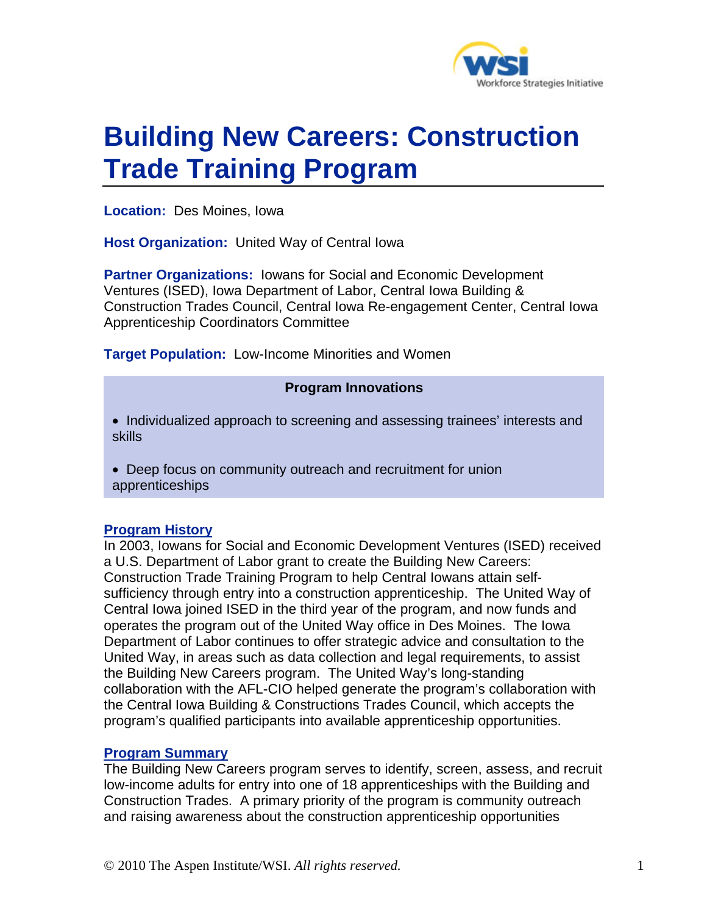# Building New Careers: Construction Trade Training Program

**Location:** Des Moines, Iowa

**Host Organization:** United Way of Central Iowa

**Partner Organizations:** Iowans for Social and Economic Development Ventures (ISED), Iowa Department of Labor, Central Iowa Building & Construction Trades Council, Central Iowa Re-engagement Center, Central Iowa Apprenticeship Coordinators Committee

**Target Population:** Low-Income Minorities and Women

**Program Innovations**

- Individualized approach to screening and assessing trainees' interests and skills
- Deep focus on community outreach and recruitment for union apprenticeships

## Program History

In 2003, Iowans for Social and Economic Development Ventures (ISED) received a U.S. Department of Labor grant to create the Building New Careers: Construction Trade Training Program to help Central Iowans attain self-sufficiency through entry into a construction apprenticeship. The United Way of Central Iowa joined ISED in the third year of the program, and now funds and operates the program out of the United Way office in Des Moines. The Iowa Department of Labor continues to offer strategic advice and consultation to the United Way, in areas such as data collection and legal requirements, to assist the Building New Careers program. The United Way's long-standing collaboration with the AFL-CIO helped generate the program's collaboration with the Central Iowa Building & Constructions Trades Council, which accepts the program's qualified participants into available apprenticeship opportunities.

## Program Summary

The Building New Careers program serves to identify, screen, assess, and recruit low-income adults for entry into one of 18 apprenticeships with the Building and Construction Trades. A primary priority of the program is community outreach and raising awareness about the construction apprenticeship opportunities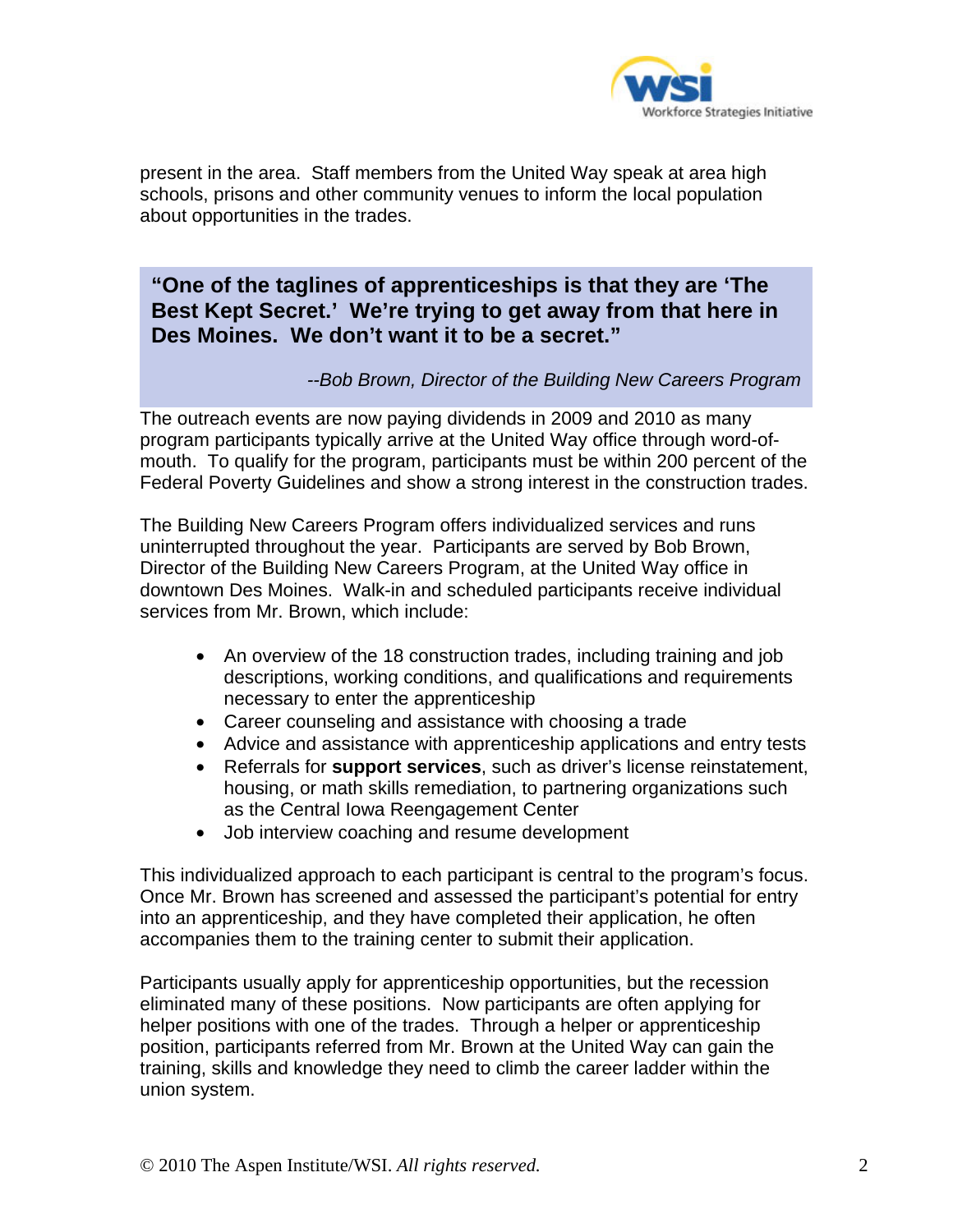present in the area. Staff members from the United Way speak at area high schools, prisons and other community venues to inform the local population about opportunities in the trades.

> **"One of the taglines of apprenticeships is that they are 'The Best Kept Secret.' We're trying to get away from that here in Des Moines. We don't want it to be a secret."**
>
> *--Bob Brown, Director of the Building New Careers Program*

The outreach events are now paying dividends in 2009 and 2010 as many program participants typically arrive at the United Way office through word-of-mouth. To qualify for the program, participants must be within 200 percent of the Federal Poverty Guidelines and show a strong interest in the construction trades.

The Building New Careers Program offers individualized services and runs uninterrupted throughout the year. Participants are served by Bob Brown, Director of the Building New Careers Program, at the United Way office in downtown Des Moines. Walk-in and scheduled participants receive individual services from Mr. Brown, which include:

- An overview of the 18 construction trades, including training and job descriptions, working conditions, and qualifications and requirements necessary to enter the apprenticeship
- Career counseling and assistance with choosing a trade
- Advice and assistance with apprenticeship applications and entry tests
- Referrals for **support services**, such as driver's license reinstatement, housing, or math skills remediation, to partnering organizations such as the Central Iowa Reengagement Center
- Job interview coaching and resume development

This individualized approach to each participant is central to the program's focus. Once Mr. Brown has screened and assessed the participant's potential for entry into an apprenticeship, and they have completed their application, he often accompanies them to the training center to submit their application.

Participants usually apply for apprenticeship opportunities, but the recession eliminated many of these positions. Now participants are often applying for helper positions with one of the trades. Through a helper or apprenticeship position, participants referred from Mr. Brown at the United Way can gain the training, skills and knowledge they need to climb the career ladder within the union system.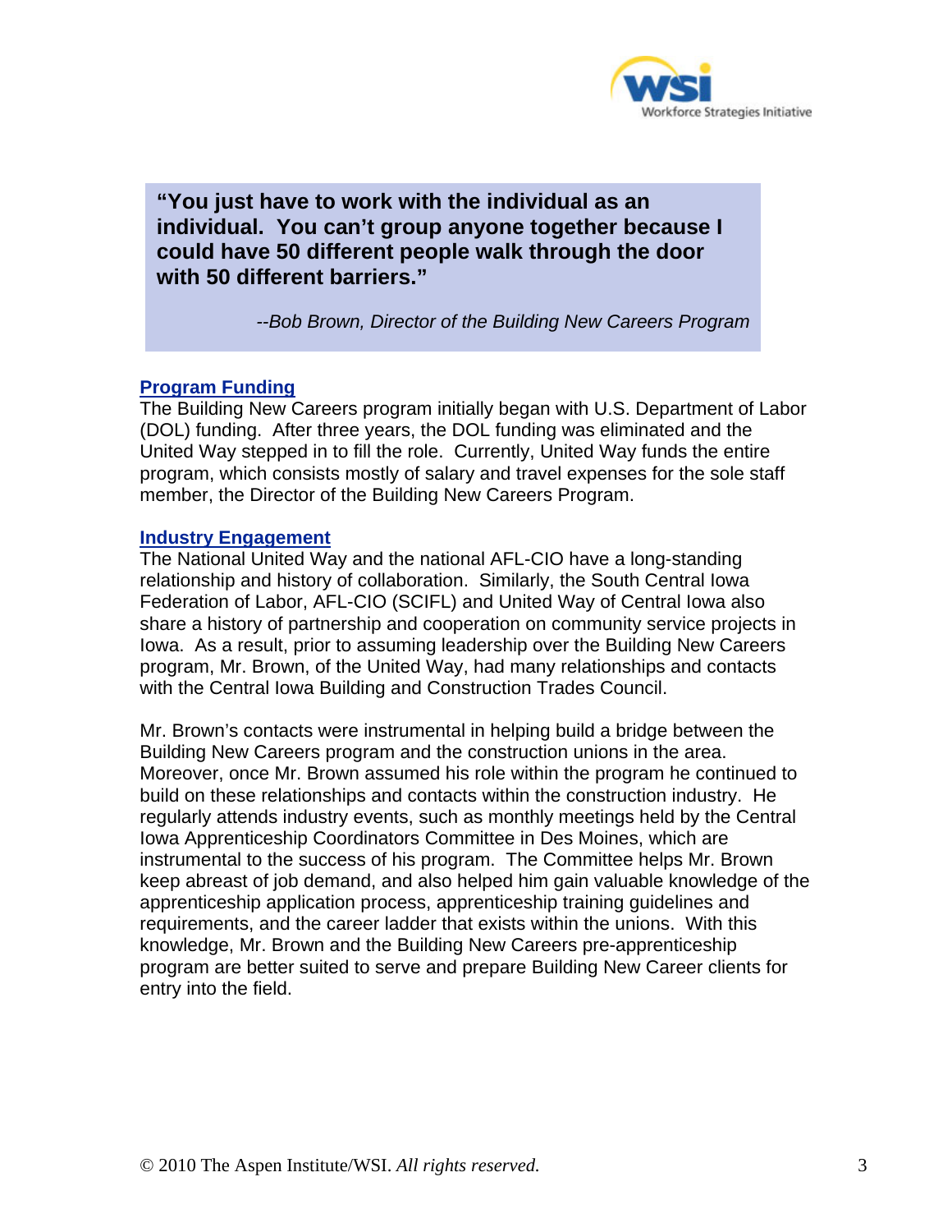> **"You just have to work with the individual as an individual. You can't group anyone together because I could have 50 different people walk through the door with 50 different barriers."**
>
> *--Bob Brown, Director of the Building New Careers Program*

## Program Funding

The Building New Careers program initially began with U.S. Department of Labor (DOL) funding. After three years, the DOL funding was eliminated and the United Way stepped in to fill the role. Currently, United Way funds the entire program, which consists mostly of salary and travel expenses for the sole staff member, the Director of the Building New Careers Program.

## Industry Engagement

The National United Way and the national AFL-CIO have a long-standing relationship and history of collaboration. Similarly, the South Central Iowa Federation of Labor, AFL-CIO (SCIFL) and United Way of Central Iowa also share a history of partnership and cooperation on community service projects in Iowa. As a result, prior to assuming leadership over the Building New Careers program, Mr. Brown, of the United Way, had many relationships and contacts with the Central Iowa Building and Construction Trades Council.

Mr. Brown's contacts were instrumental in helping build a bridge between the Building New Careers program and the construction unions in the area. Moreover, once Mr. Brown assumed his role within the program he continued to build on these relationships and contacts within the construction industry. He regularly attends industry events, such as monthly meetings held by the Central Iowa Apprenticeship Coordinators Committee in Des Moines, which are instrumental to the success of his program. The Committee helps Mr. Brown keep abreast of job demand, and also helped him gain valuable knowledge of the apprenticeship application process, apprenticeship training guidelines and requirements, and the career ladder that exists within the unions. With this knowledge, Mr. Brown and the Building New Careers pre-apprenticeship program are better suited to serve and prepare Building New Career clients for entry into the field.

© 2010 The Aspen Institute/WSI. *All rights reserved.*